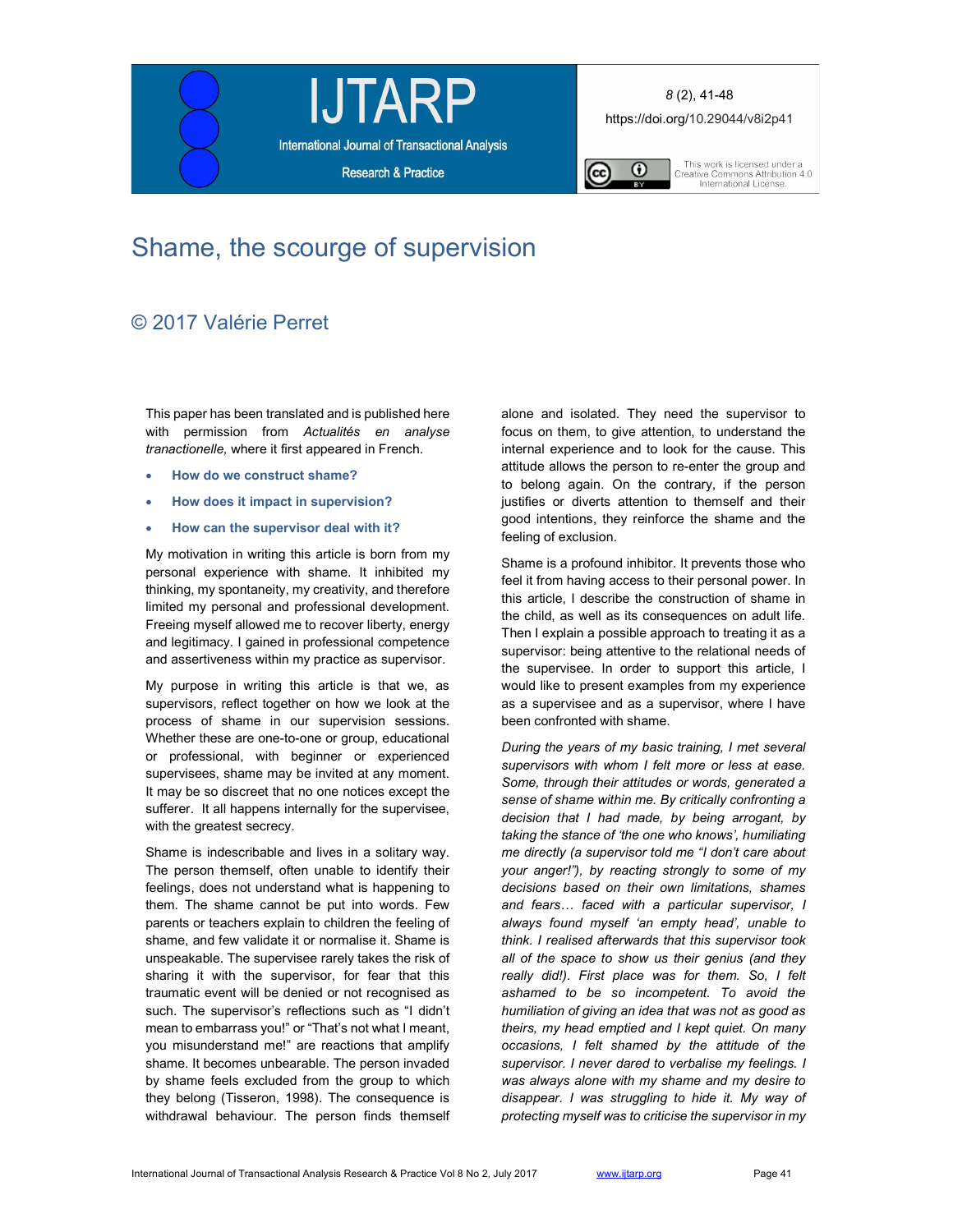# Shame, the scourge of supervision

## © 2017 Valérie Perret

This paper has been translated and is published here with permission from *Actualités en analyse tranactionelle,* where it first appeared in French.

- **How do we construct shame?**
- **How does it impact in supervision?**
- **How can the supervisor deal with it?**

My motivation in writing this article is born from my personal experience with shame. It inhibited my thinking, my spontaneity, my creativity, and therefore limited my personal and professional development. Freeing myself allowed me to recover liberty, energy and legitimacy. I gained in professional competence and assertiveness within my practice as supervisor.

My purpose in writing this article is that we, as supervisors, reflect together on how we look at the process of shame in our supervision sessions. Whether these are one-to-one or group, educational or professional, with beginner or experienced supervisees, shame may be invited at any moment. It may be so discreet that no one notices except the sufferer. It all happens internally for the supervisee, with the greatest secrecy.

Shame is indescribable and lives in a solitary way. The person themself, often unable to identify their feelings, does not understand what is happening to them. The shame cannot be put into words. Few parents or teachers explain to children the feeling of shame, and few validate it or normalise it. Shame is unspeakable. The supervisee rarely takes the risk of sharing it with the supervisor, for fear that this traumatic event will be denied or not recognised as such. The supervisor's reflections such as "I didn't mean to embarrass you!" or "That's not what I meant, you misunderstand me!" are reactions that amplify shame. It becomes unbearable. The person invaded by shame feels excluded from the group to which they belong (Tisseron, 1998). The consequence is withdrawal behaviour. The person finds themself alone and isolated. They need the supervisor to focus on them, to give attention, to understand the internal experience and to look for the cause. This attitude allows the person to re-enter the group and to belong again. On the contrary, if the person justifies or diverts attention to themself and their good intentions, they reinforce the shame and the feeling of exclusion.

Shame is a profound inhibitor. It prevents those who feel it from having access to their personal power. In this article, I describe the construction of shame in the child, as well as its consequences on adult life. Then I explain a possible approach to treating it as a supervisor: being attentive to the relational needs of the supervisee. In order to support this article, I would like to present examples from my experience as a supervisee and as a supervisor, where I have been confronted with shame.

*During the years of my basic training, I met several supervisors with whom I felt more or less at ease. Some, through their attitudes or words, generated a sense of shame within me. By critically confronting a decision that I had made, by being arrogant, by taking the stance of 'the one who knows', humiliating me directly (a supervisor told me "I don't care about your anger!"), by reacting strongly to some of my decisions based on their own limitations, shames and fears… faced with a particular supervisor, I always found myself 'an empty head', unable to think. I realised afterwards that this supervisor took all of the space to show us their genius (and they really did!). First place was for them. So, I felt ashamed to be so incompetent. To avoid the humiliation of giving an idea that was not as good as theirs, my head emptied and I kept quiet. On many occasions, I felt shamed by the attitude of the supervisor. I never dared to verbalise my feelings. I was always alone with my shame and my desire to disappear. I was struggling to hide it. My way of protecting myself was to criticise the supervisor in my*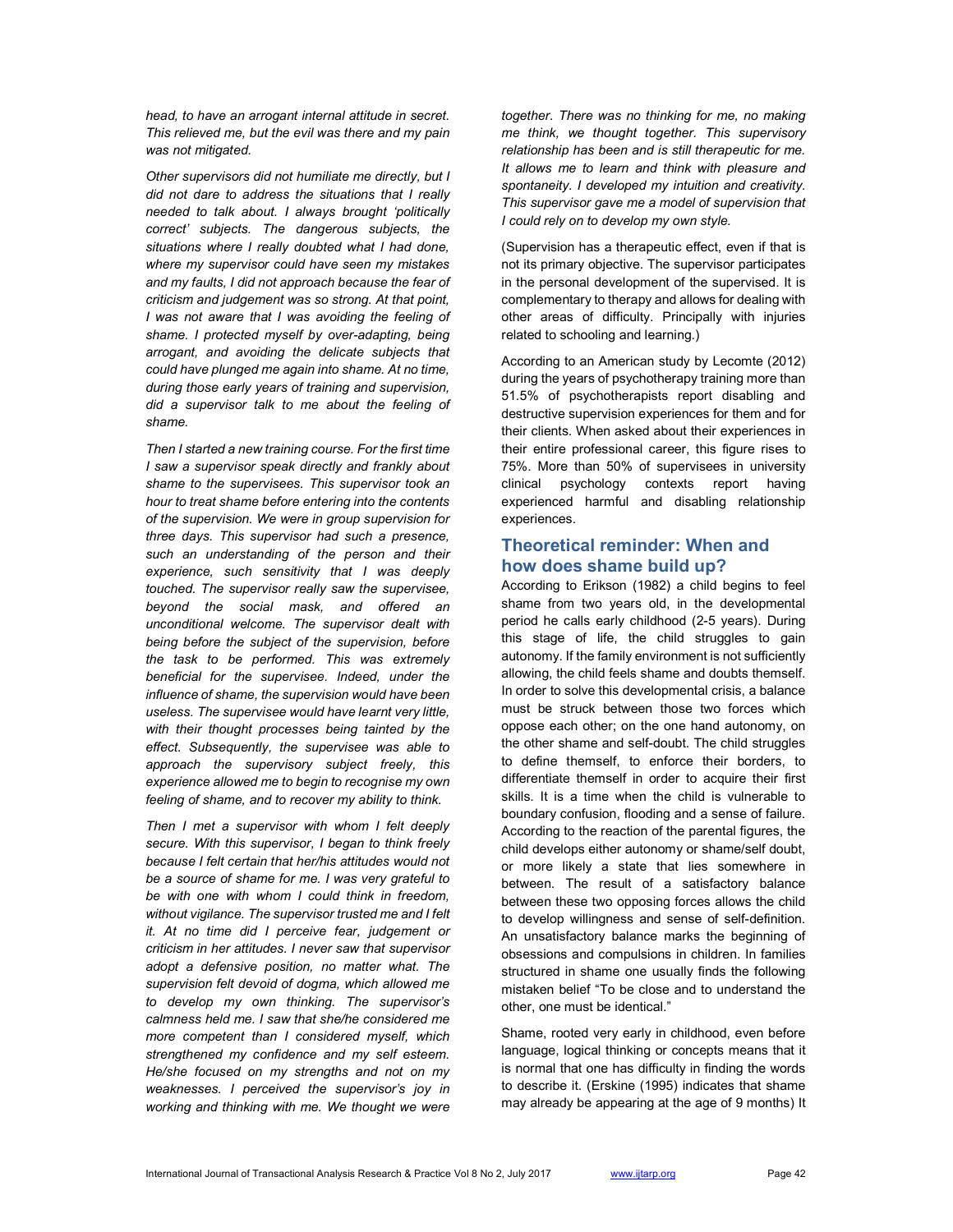*head, to have an arrogant internal attitude in secret. This relieved me, but the evil was there and my pain was not mitigated.*

*Other supervisors did not humiliate me directly, but I did not dare to address the situations that I really needed to talk about. I always brought 'politically correct' subjects. The dangerous subjects, the situations where I really doubted what I had done, where my supervisor could have seen my mistakes and my faults, I did not approach because the fear of criticism and judgement was so strong. At that point, I was not aware that I was avoiding the feeling of shame. I protected myself by over-adapting, being arrogant, and avoiding the delicate subjects that could have plunged me again into shame. At no time, during those early years of training and supervision, did a supervisor talk to me about the feeling of shame.*

*Then I started a new training course. For the first time I saw a supervisor speak directly and frankly about shame to the supervisees. This supervisor took an hour to treat shame before entering into the contents of the supervision. We were in group supervision for three days. This supervisor had such a presence, such an understanding of the person and their experience, such sensitivity that I was deeply touched. The supervisor really saw the supervisee, beyond the social mask, and offered an unconditional welcome. The supervisor dealt with being before the subject of the supervision, before the task to be performed. This was extremely beneficial for the supervisee. Indeed, under the influence of shame, the supervision would have been useless. The supervisee would have learnt very little, with their thought processes being tainted by the effect. Subsequently, the supervisee was able to approach the supervisory subject freely, this experience allowed me to begin to recognise my own feeling of shame, and to recover my ability to think.*

*Then I met a supervisor with whom I felt deeply secure. With this supervisor, I began to think freely because I felt certain that her/his attitudes would not be a source of shame for me. I was very grateful to be with one with whom I could think in freedom, without vigilance. The supervisor trusted me and I felt it. At no time did I perceive fear, judgement or criticism in her attitudes. I never saw that supervisor adopt a defensive position, no matter what. The supervision felt devoid of dogma, which allowed me to develop my own thinking. The supervisor's calmness held me. I saw that she/he considered me more competent than I considered myself, which strengthened my confidence and my self esteem. He/she focused on my strengths and not on my weaknesses. I perceived the supervisor's joy in working and thinking with me. We thought we were together. There was no thinking for me, no making me think, we thought together. This supervisory relationship has been and is still therapeutic for me. It allows me to learn and think with pleasure and spontaneity. I developed my intuition and creativity. This supervisor gave me a model of supervision that I could rely on to develop my own style.*

(Supervision has a therapeutic effect, even if that is not its primary objective. The supervisor participates in the personal development of the supervised. It is complementary to therapy and allows for dealing with other areas of difficulty. Principally with injuries related to schooling and learning.)

According to an American study by Lecomte (2012) during the years of psychotherapy training more than 51.5% of psychotherapists report disabling and destructive supervision experiences for them and for their clients. When asked about their experiences in their entire professional career, this figure rises to 75%. More than 50% of supervisees in university clinical psychology contexts report having experienced harmful and disabling relationship experiences.

## Theoretical reminder: When and how does shame build up?

According to Erikson (1982) a child begins to feel shame from two years old, in the developmental period he calls early childhood (2-5 years). During this stage of life, the child struggles to gain autonomy. If the family environment is not sufficiently allowing, the child feels shame and doubts themself. In order to solve this developmental crisis, a balance must be struck between those two forces which oppose each other; on the one hand autonomy, on the other shame and self-doubt. The child struggles to define themself, to enforce their borders, to differentiate themself in order to acquire their first skills. It is a time when the child is vulnerable to boundary confusion, flooding and a sense of failure. According to the reaction of the parental figures, the child develops either autonomy or shame/self doubt, or more likely a state that lies somewhere in between. The result of a satisfactory balance between these two opposing forces allows the child to develop willingness and sense of self-definition. An unsatisfactory balance marks the beginning of obsessions and compulsions in children. In families structured in shame one usually finds the following mistaken belief "To be close and to understand the other, one must be identical."

Shame, rooted very early in childhood, even before language, logical thinking or concepts means that it is normal that one has difficulty in finding the words to describe it. (Erskine (1995) indicates that shame may already be appearing at the age of 9 months) It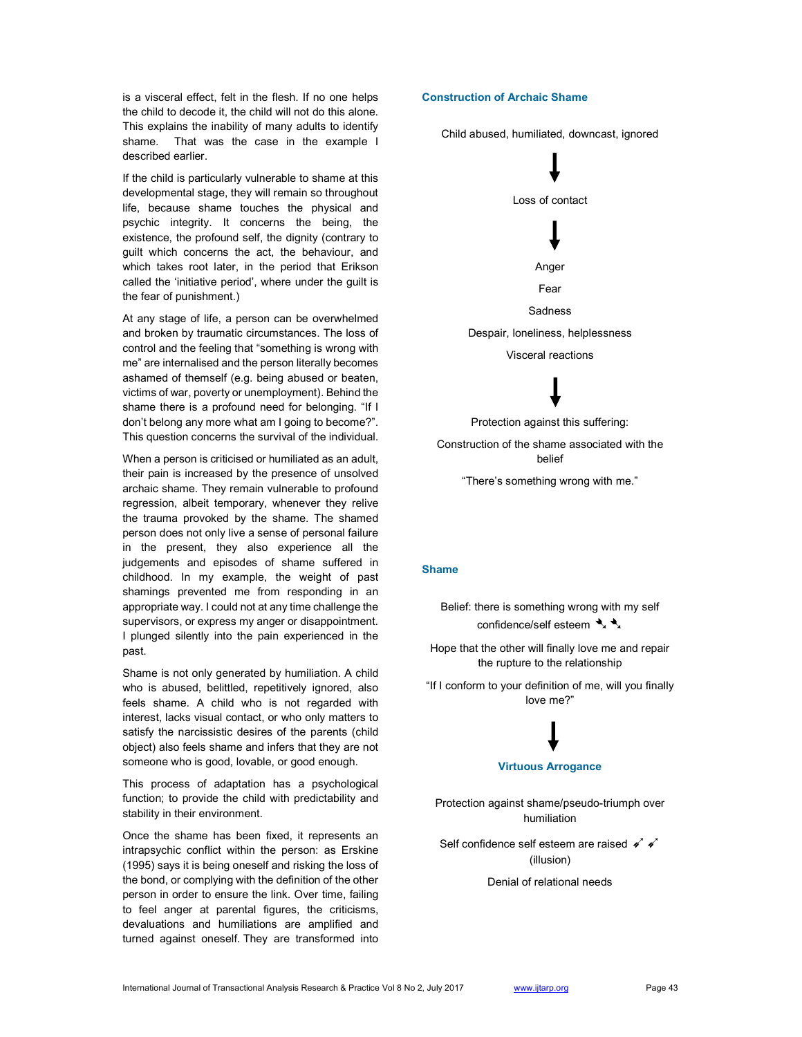is a visceral effect, felt in the flesh. If no one helps the child to decode it, the child will not do this alone. This explains the inability of many adults to identify shame. That was the case in the example I described earlier.

If the child is particularly vulnerable to shame at this developmental stage, they will remain so throughout life, because shame touches the physical and psychic integrity. It concerns the being, the existence, the profound self, the dignity (contrary to guilt which concerns the act, the behaviour, and which takes root later, in the period that Erikson called the 'initiative period', where under the guilt is the fear of punishment.)

At any stage of life, a person can be overwhelmed and broken by traumatic circumstances. The loss of control and the feeling that "something is wrong with me" are internalised and the person literally becomes ashamed of themself (e.g. being abused or beaten, victims of war, poverty or unemployment). Behind the shame there is a profound need for belonging. "If I don't belong any more what am I going to become?". This question concerns the survival of the individual.

When a person is criticised or humiliated as an adult, their pain is increased by the presence of unsolved archaic shame. They remain vulnerable to profound regression, albeit temporary, whenever they relive the trauma provoked by the shame. The shamed person does not only live a sense of personal failure in the present, they also experience all the judgements and episodes of shame suffered in childhood. In my example, the weight of past shamings prevented me from responding in an appropriate way. I could not at any time challenge the supervisors, or express my anger or disappointment. I plunged silently into the pain experienced in the past.

Shame is not only generated by humiliation. A child who is abused, belittled, repetitively ignored, also feels shame. A child who is not regarded with interest, lacks visual contact, or who only matters to satisfy the narcissistic desires of the parents (child object) also feels shame and infers that they are not someone who is good, lovable, or good enough.

This process of adaptation has a psychological function; to provide the child with predictability and stability in their environment.

Once the shame has been fixed, it represents an intrapsychic conflict within the person: as Erskine (1995) says it is being oneself and risking the loss of the bond, or complying with the definition of the other person in order to ensure the link. Over time, failing to feel anger at parental figures, the criticisms, devaluations and humiliations are amplified and turned against oneself. They are transformed into

### Construction of Archaic Shame

Child abused, humiliated, downcast, ignored

↓

Loss of contact

↓

Anger

Fear

Sadness

Despair, loneliness, helplessness

Visceral reactions

↓

Protection against this suffering:

Construction of the shame associated with the belief

"There's something wrong with me."

### Shame

Belief: there is something wrong with my self confidence/self esteem ↘ ↘

Hope that the other will finally love me and repair the rupture to the relationship

"If I conform to your definition of me, will you finally love me?"

↓

### Virtuous Arrogance

Protection against shame/pseudo-triumph over humiliation

Self confidence self esteem are raised ↗ ↗ (illusion)

Denial of relational needs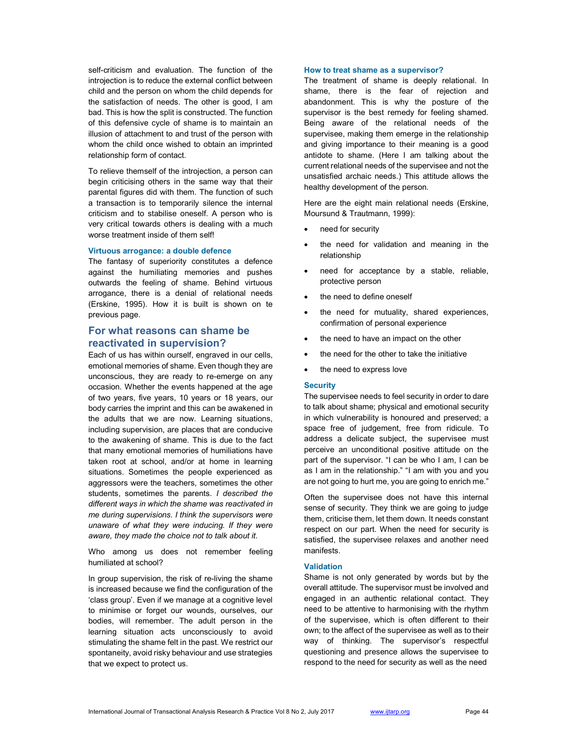self-criticism and evaluation. The function of the introjection is to reduce the external conflict between child and the person on whom the child depends for the satisfaction of needs. The other is good, I am bad. This is how the split is constructed. The function of this defensive cycle of shame is to maintain an illusion of attachment to and trust of the person with whom the child once wished to obtain an imprinted relationship form of contact.

To relieve themself of the introjection, a person can begin criticising others in the same way that their parental figures did with them. The function of such a transaction is to temporarily silence the internal criticism and to stabilise oneself. A person who is very critical towards others is dealing with a much worse treatment inside of them self!

### Virtuous arrogance: a double defence

The fantasy of superiority constitutes a defence against the humiliating memories and pushes outwards the feeling of shame. Behind virtuous arrogance, there is a denial of relational needs (Erskine, 1995). How it is built is shown on te previous page.

## For what reasons can shame be reactivated in supervision?

Each of us has within ourself, engraved in our cells, emotional memories of shame. Even though they are unconscious, they are ready to re-emerge on any occasion. Whether the events happened at the age of two years, five years, 10 years or 18 years, our body carries the imprint and this can be awakened in the adults that we are now. Learning situations, including supervision, are places that are conducive to the awakening of shame. This is due to the fact that many emotional memories of humiliations have taken root at school, and/or at home in learning situations. Sometimes the people experienced as aggressors were the teachers, sometimes the other students, sometimes the parents. *I described the different ways in which the shame was reactivated in me during supervisions. I think the supervisors were unaware of what they were inducing. If they were aware, they made the choice not to talk about it.*

Who among us does not remember feeling humiliated at school?

In group supervision, the risk of re-living the shame is increased because we find the configuration of the 'class group'. Even if we manage at a cognitive level to minimise or forget our wounds, ourselves, our bodies, will remember. The adult person in the learning situation acts unconsciously to avoid stimulating the shame felt in the past. We restrict our spontaneity, avoid risky behaviour and use strategies that we expect to protect us.

### How to treat shame as a supervisor?

The treatment of shame is deeply relational. In shame, there is the fear of rejection and abandonment. This is why the posture of the supervisor is the best remedy for feeling shamed. Being aware of the relational needs of the supervisee, making them emerge in the relationship and giving importance to their meaning is a good antidote to shame. (Here I am talking about the current relational needs of the supervisee and not the unsatisfied archaic needs.) This attitude allows the healthy development of the person.

Here are the eight main relational needs (Erskine, Moursund & Trautmann, 1999):

- need for security
- the need for validation and meaning in the relationship
- need for acceptance by a stable, reliable, protective person
- the need to define oneself
- the need for mutuality, shared experiences, confirmation of personal experience
- the need to have an impact on the other
- the need for the other to take the initiative
- the need to express love

### Security

The supervisee needs to feel security in order to dare to talk about shame; physical and emotional security in which vulnerability is honoured and preserved; a space free of judgement, free from ridicule. To address a delicate subject, the supervisee must perceive an unconditional positive attitude on the part of the supervisor. "I can be who I am, I can be as I am in the relationship." "I am with you and you are not going to hurt me, you are going to enrich me."

Often the supervisee does not have this internal sense of security. They think we are going to judge them, criticise them, let them down. It needs constant respect on our part. When the need for security is satisfied, the supervisee relaxes and another need manifests.

### Validation

Shame is not only generated by words but by the overall attitude. The supervisor must be involved and engaged in an authentic relational contact. They need to be attentive to harmonising with the rhythm of the supervisee, which is often different to their own; to the affect of the supervisee as well as to their way of thinking. The supervisor's respectful questioning and presence allows the supervisee to respond to the need for security as well as the need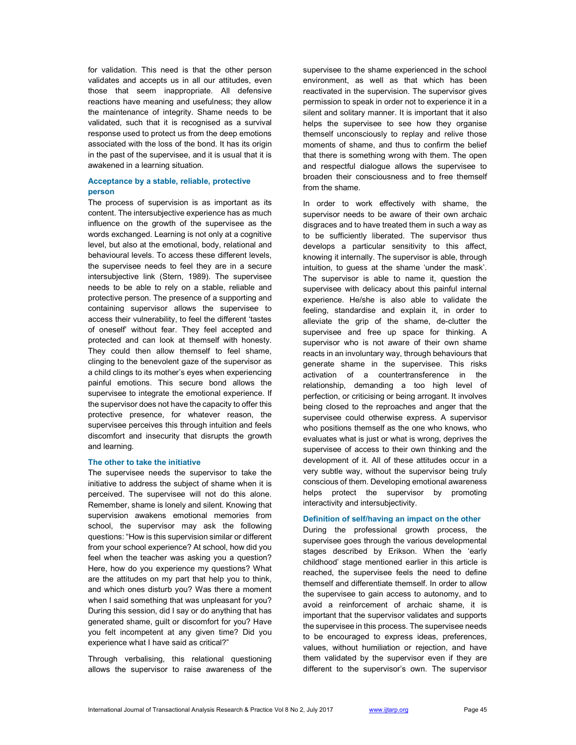for validation. This need is that the other person validates and accepts us in all our attitudes, even those that seem inappropriate. All defensive reactions have meaning and usefulness; they allow the maintenance of integrity. Shame needs to be validated, such that it is recognised as a survival response used to protect us from the deep emotions associated with the loss of the bond. It has its origin in the past of the supervisee, and it is usual that it is awakened in a learning situation.

### Acceptance by a stable, reliable, protective person

The process of supervision is as important as its content. The intersubjective experience has as much influence on the growth of the supervisee as the words exchanged. Learning is not only at a cognitive level, but also at the emotional, body, relational and behavioural levels. To access these different levels, the supervisee needs to feel they are in a secure intersubjective link (Stern, 1989). The supervisee needs to be able to rely on a stable, reliable and protective person. The presence of a supporting and containing supervisor allows the supervisee to access their vulnerability, to feel the different 'tastes of oneself' without fear. They feel accepted and protected and can look at themself with honesty. They could then allow themself to feel shame, clinging to the benevolent gaze of the supervisor as a child clings to its mother's eyes when experiencing painful emotions. This secure bond allows the supervisee to integrate the emotional experience. If the supervisor does not have the capacity to offer this protective presence, for whatever reason, the supervisee perceives this through intuition and feels discomfort and insecurity that disrupts the growth and learning.

### The other to take the initiative

The supervisee needs the supervisor to take the initiative to address the subject of shame when it is perceived. The supervisee will not do this alone. Remember, shame is lonely and silent. Knowing that supervision awakens emotional memories from school, the supervisor may ask the following questions: "How is this supervision similar or different from your school experience? At school, how did you feel when the teacher was asking you a question? Here, how do you experience my questions? What are the attitudes on my part that help you to think, and which ones disturb you? Was there a moment when I said something that was unpleasant for you? During this session, did I say or do anything that has generated shame, guilt or discomfort for you? Have you felt incompetent at any given time? Did you experience what I have said as critical?"

Through verbalising, this relational questioning allows the supervisor to raise awareness of the supervisee to the shame experienced in the school environment, as well as that which has been reactivated in the supervision. The supervisor gives permission to speak in order not to experience it in a silent and solitary manner. It is important that it also helps the supervisee to see how they organise themself unconsciously to replay and relive those moments of shame, and thus to confirm the belief that there is something wrong with them. The open and respectful dialogue allows the supervisee to broaden their consciousness and to free themself from the shame.

In order to work effectively with shame, the supervisor needs to be aware of their own archaic disgraces and to have treated them in such a way as to be sufficiently liberated. The supervisor thus develops a particular sensitivity to this affect, knowing it internally. The supervisor is able, through intuition, to guess at the shame 'under the mask'. The supervisor is able to name it, question the supervisee with delicacy about this painful internal experience. He/she is also able to validate the feeling, standardise and explain it, in order to alleviate the grip of the shame, de-clutter the supervisee and free up space for thinking. A supervisor who is not aware of their own shame reacts in an involuntary way, through behaviours that generate shame in the supervisee. This risks activation of a countertransference in the relationship, demanding a too high level of perfection, or criticising or being arrogant. It involves being closed to the reproaches and anger that the supervisee could otherwise express. A supervisor who positions themself as the one who knows, who evaluates what is just or what is wrong, deprives the supervisee of access to their own thinking and the development of it. All of these attitudes occur in a very subtle way, without the supervisor being truly conscious of them. Developing emotional awareness helps protect the supervisor by promoting interactivity and intersubjectivity.

### Definition of self/having an impact on the other

During the professional growth process, the supervisee goes through the various developmental stages described by Erikson. When the 'early childhood' stage mentioned earlier in this article is reached, the supervisee feels the need to define themself and differentiate themself. In order to allow the supervisee to gain access to autonomy, and to avoid a reinforcement of archaic shame, it is important that the supervisor validates and supports the supervisee in this process. The supervisee needs to be encouraged to express ideas, preferences, values, without humiliation or rejection, and have them validated by the supervisor even if they are different to the supervisor's own. The supervisor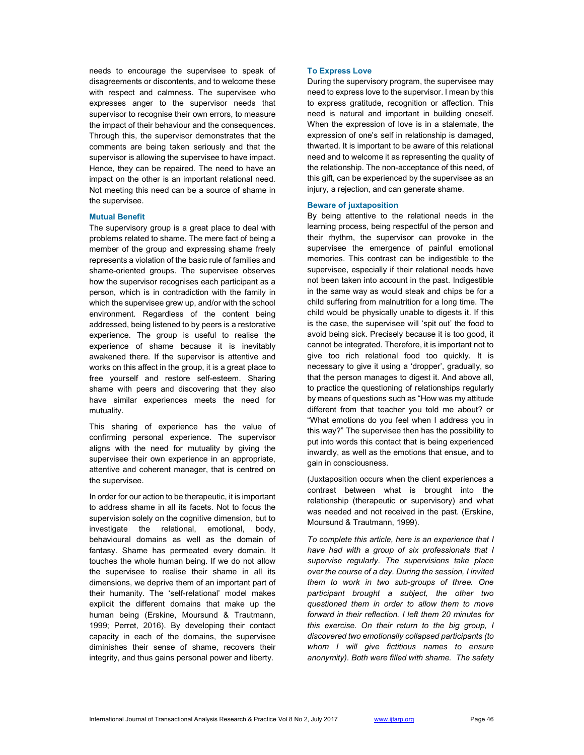needs to encourage the supervisee to speak of disagreements or discontents, and to welcome these with respect and calmness. The supervisee who expresses anger to the supervisor needs that supervisor to recognise their own errors, to measure the impact of their behaviour and the consequences. Through this, the supervisor demonstrates that the comments are being taken seriously and that the supervisor is allowing the supervisee to have impact. Hence, they can be repaired. The need to have an impact on the other is an important relational need. Not meeting this need can be a source of shame in the supervisee.

### Mutual Benefit

The supervisory group is a great place to deal with problems related to shame. The mere fact of being a member of the group and expressing shame freely represents a violation of the basic rule of families and shame-oriented groups. The supervisee observes how the supervisor recognises each participant as a person, which is in contradiction with the family in which the supervisee grew up, and/or with the school environment. Regardless of the content being addressed, being listened to by peers is a restorative experience. The group is useful to realise the experience of shame because it is inevitably awakened there. If the supervisor is attentive and works on this affect in the group, it is a great place to free yourself and restore self-esteem. Sharing shame with peers and discovering that they also have similar experiences meets the need for mutuality.

This sharing of experience has the value of confirming personal experience. The supervisor aligns with the need for mutuality by giving the supervisee their own experience in an appropriate, attentive and coherent manager, that is centred on the supervisee.

In order for our action to be therapeutic, it is important to address shame in all its facets. Not to focus the supervision solely on the cognitive dimension, but to investigate the relational, emotional, body, behavioural domains as well as the domain of fantasy. Shame has permeated every domain. It touches the whole human being. If we do not allow the supervisee to realise their shame in all its dimensions, we deprive them of an important part of their humanity. The 'self-relational' model makes explicit the different domains that make up the human being (Erskine, Moursund & Trautmann, 1999; Perret, 2016). By developing their contact capacity in each of the domains, the supervisee diminishes their sense of shame, recovers their integrity, and thus gains personal power and liberty.

### To Express Love

During the supervisory program, the supervisee may need to express love to the supervisor. I mean by this to express gratitude, recognition or affection. This need is natural and important in building oneself. When the expression of love is in a stalemate, the expression of one's self in relationship is damaged, thwarted. It is important to be aware of this relational need and to welcome it as representing the quality of the relationship. The non-acceptance of this need, of this gift, can be experienced by the supervisee as an injury, a rejection, and can generate shame.

### Beware of juxtaposition

By being attentive to the relational needs in the learning process, being respectful of the person and their rhythm, the supervisor can provoke in the supervisee the emergence of painful emotional memories. This contrast can be indigestible to the supervisee, especially if their relational needs have not been taken into account in the past. Indigestible in the same way as would steak and chips be for a child suffering from malnutrition for a long time. The child would be physically unable to digests it. If this is the case, the supervisee will 'spit out' the food to avoid being sick. Precisely because it is too good, it cannot be integrated. Therefore, it is important not to give too rich relational food too quickly. It is necessary to give it using a 'dropper', gradually, so that the person manages to digest it. And above all, to practice the questioning of relationships regularly by means of questions such as "How was my attitude different from that teacher you told me about? or "What emotions do you feel when I address you in this way?" The supervisee then has the possibility to put into words this contact that is being experienced inwardly, as well as the emotions that ensue, and to gain in consciousness.

(Juxtaposition occurs when the client experiences a contrast between what is brought into the relationship (therapeutic or supervisory) and what was needed and not received in the past. (Erskine, Moursund & Trautmann, 1999).

*To complete this article, here is an experience that I have had with a group of six professionals that I supervise regularly. The supervisions take place over the course of a day. During the session, I invited them to work in two sub-groups of three. One participant brought a subject, the other two questioned them in order to allow them to move forward in their reflection. I left them 20 minutes for this exercise. On their return to the big group, I discovered two emotionally collapsed participants (to whom I will give fictitious names to ensure anonymity). Both were filled with shame. The safety*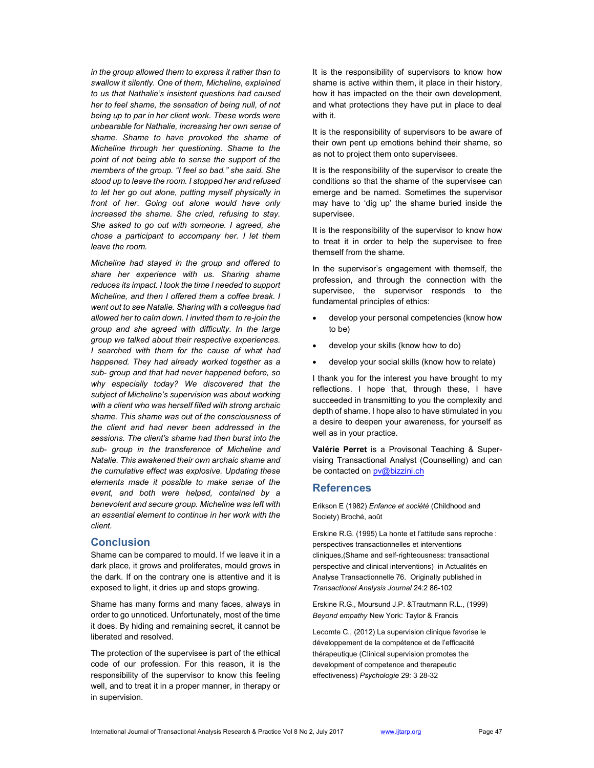*in the group allowed them to express it rather than to swallow it silently. One of them, Micheline, explained to us that Nathalie's insistent questions had caused her to feel shame, the sensation of being null, of not being up to par in her client work. These words were unbearable for Nathalie, increasing her own sense of shame. Shame to have provoked the shame of Micheline through her questioning. Shame to the point of not being able to sense the support of the members of the group. "I feel so bad." she said. She stood up to leave the room. I stopped her and refused to let her go out alone, putting myself physically in front of her. Going out alone would have only increased the shame. She cried, refusing to stay. She asked to go out with someone. I agreed, she chose a participant to accompany her. I let them leave the room.*

*Micheline had stayed in the group and offered to share her experience with us. Sharing shame reduces its impact. I took the time I needed to support Micheline, and then I offered them a coffee break. I went out to see Natalie. Sharing with a colleague had allowed her to calm down. I invited them to re-join the group and she agreed with difficulty. In the large group we talked about their respective experiences. I searched with them for the cause of what had happened. They had already worked together as a sub- group and that had never happened before, so why especially today? We discovered that the subject of Micheline's supervision was about working with a client who was herself filled with strong archaic shame. This shame was out of the consciousness of the client and had never been addressed in the sessions. The client's shame had then burst into the sub- group in the transference of Micheline and Natalie. This awakened their own archaic shame and the cumulative effect was explosive. Updating these elements made it possible to make sense of the event, and both were helped, contained by a benevolent and secure group. Micheline was left with an essential element to continue in her work with the client.*

## Conclusion

Shame can be compared to mould. If we leave it in a dark place, it grows and proliferates, mould grows in the dark. If on the contrary one is attentive and it is exposed to light, it dries up and stops growing.

Shame has many forms and many faces, always in order to go unnoticed. Unfortunately, most of the time it does. By hiding and remaining secret, it cannot be liberated and resolved.

The protection of the supervisee is part of the ethical code of our profession. For this reason, it is the responsibility of the supervisor to know this feeling well, and to treat it in a proper manner, in therapy or in supervision.

It is the responsibility of supervisors to know how shame is active within them, it place in their history, how it has impacted on the their own development, and what protections they have put in place to deal with it.

It is the responsibility of supervisors to be aware of their own pent up emotions behind their shame, so as not to project them onto supervisees.

It is the responsibility of the supervisor to create the conditions so that the shame of the supervisee can emerge and be named. Sometimes the supervisor may have to 'dig up' the shame buried inside the supervisee.

It is the responsibility of the supervisor to know how to treat it in order to help the supervisee to free themself from the shame.

In the supervisor's engagement with themself, the profession, and through the connection with the supervisee, the supervisor responds to the fundamental principles of ethics:

- develop your personal competencies (know how to be)
- develop your skills (know how to do)
- develop your social skills (know how to relate)

I thank you for the interest you have brought to my reflections. I hope that, through these, I have succeeded in transmitting to you the complexity and depth of shame. I hope also to have stimulated in you a desire to deepen your awareness, for yourself as well as in your practice.

**Valérie Perret** is a Provisonal Teaching & Supervising Transactional Analyst (Counselling) and can be contacted on pv@bizzini.ch

## References

Erikson E (1982) *Enfance et société* (Childhood and Society) Broché, août

Erskine R.G. (1995) La honte et l'attitude sans reproche : perspectives transactionnelles et interventions cliniques,(Shame and self-righteousness: transactional perspective and clinical interventions) in Actualités en Analyse Transactionnelle 76. Originally published in *Transactional Analysis Journal* 24:2 86-102

Erskine R.G., Moursund J.P. &Trautmann R.L., (1999) *Beyond empathy* New York: Taylor & Francis

Lecomte C., (2012) La supervision clinique favorise le développement de la compétence et de l'efficacité thérapeutique (Clinical supervision promotes the development of competence and therapeutic effectiveness) *Psychologie* 29: 3 28-32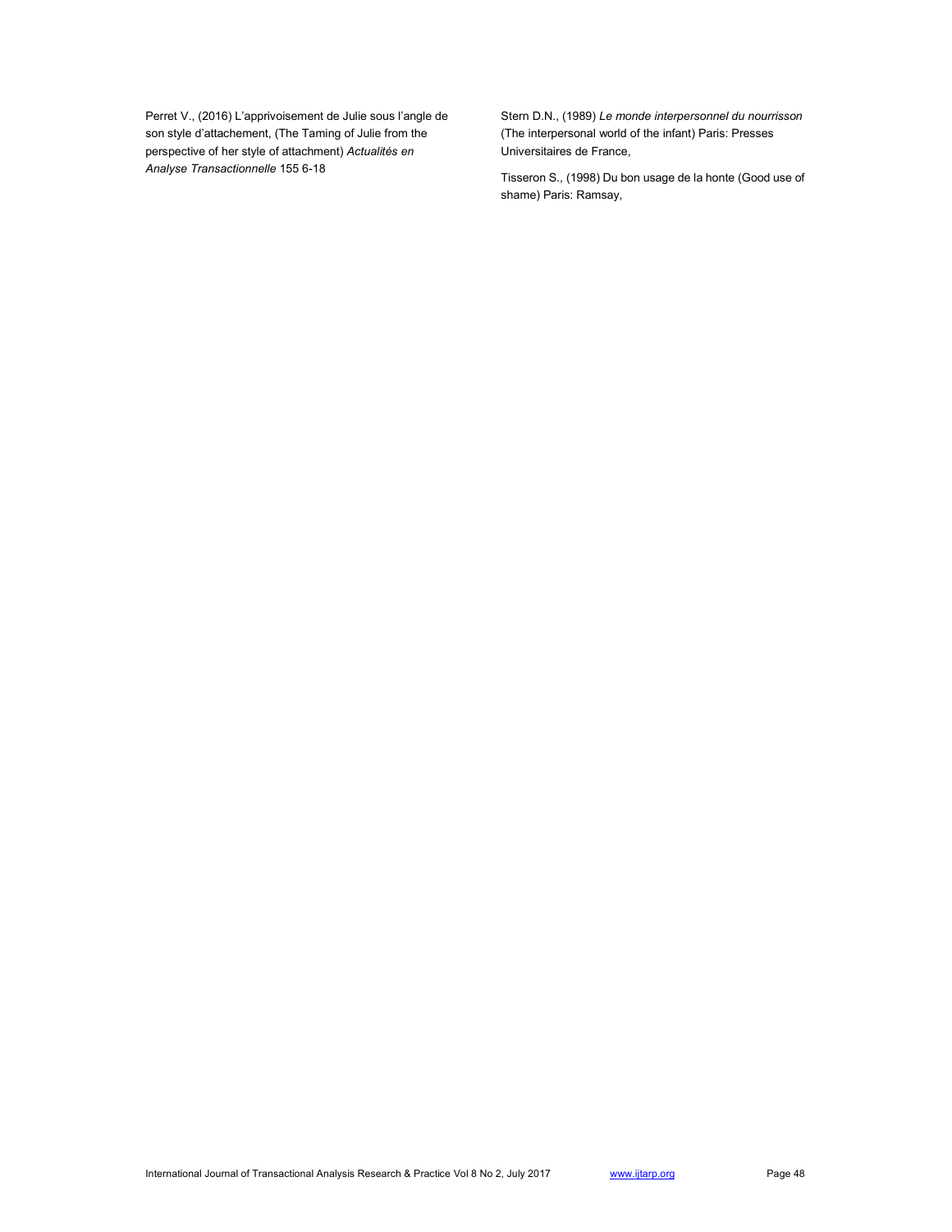Perret V., (2016) L'apprivoisement de Julie sous l'angle de son style d'attachement, (The Taming of Julie from the perspective of her style of attachment) *Actualités en Analyse Transactionnelle* 155 6-18

Stern D.N., (1989) *Le monde interpersonnel du nourrisson* (The interpersonal world of the infant) Paris: Presses Universitaires de France,

Tisseron S., (1998) Du bon usage de la honte (Good use of shame) Paris: Ramsay,